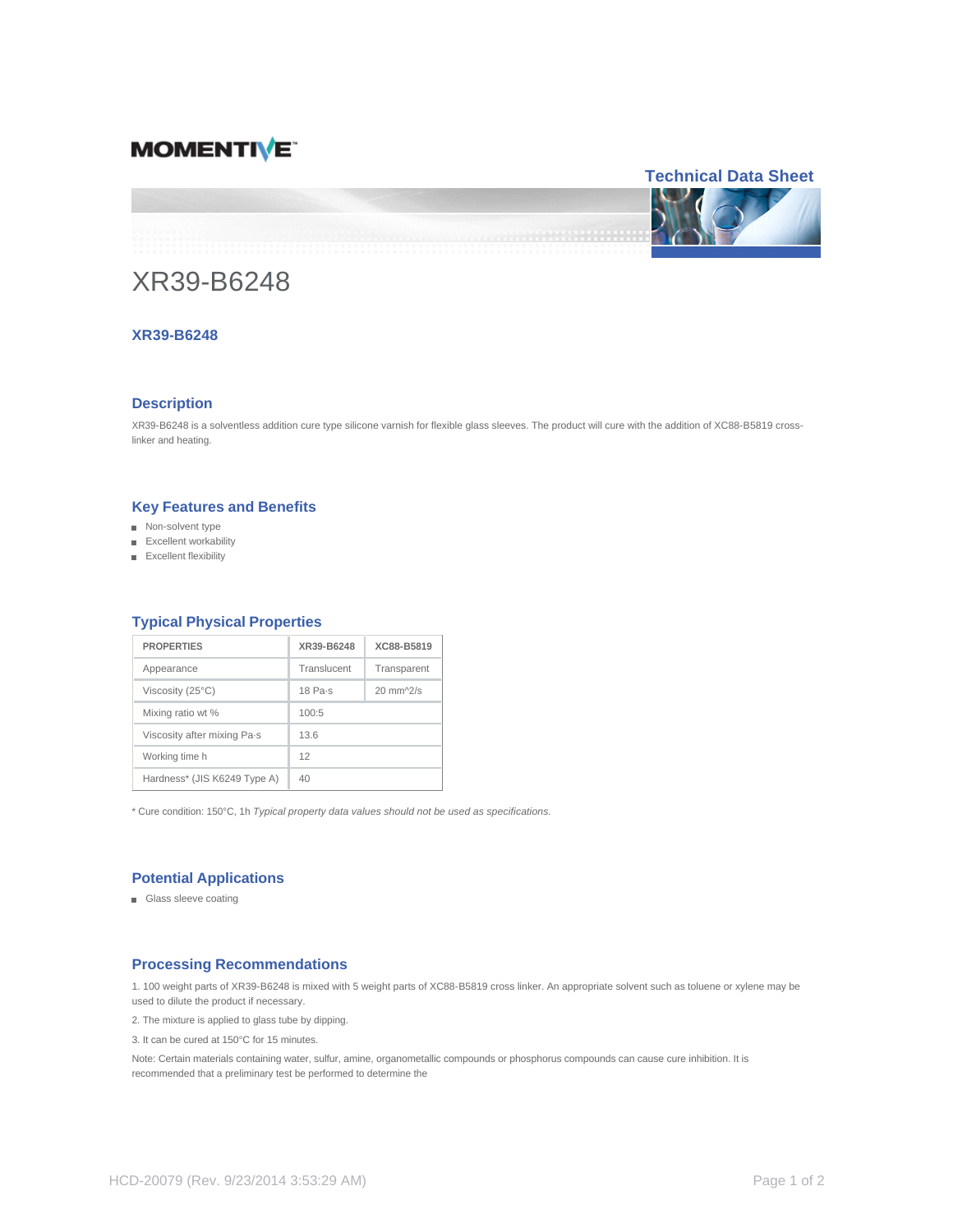Technical Data Sheet

# XR39-B6248

## XR39-B6248

## Description

XR39-B6248 is a solventless addition cure type silicone varnish for flexible glass sleeves. The product will cure with the addition of XC88-B5819 cross-linker and heating.

## Key Features and Benefits

- Non-solvent type
- Excellent workability
- Excellent flexibility

## Typical Physical Properties

| PROPERTIES | XR39-B6248 | XC88-B5819 |
|---|---|---|
| Appearance | Translucent | Transparent |
| Viscosity (25°C) | 18 Pa·s | 20 mm^2/s |
| Mixing ratio wt % | 100:5 | |
| Viscosity after mixing Pa·s | 13.6 | |
| Working time h | 12 | |
| Hardness* (JIS K6249 Type A) | 40 | |

* Cure condition: 150°C, 1h *Typical property data values should not be used as specifications.*

## Potential Applications

- Glass sleeve coating

## Processing Recommendations

1. 100 weight parts of XR39-B6248 is mixed with 5 weight parts of XC88-B5819 cross linker. An appropriate solvent such as toluene or xylene may be used to dilute the product if necessary.

2. The mixture is applied to glass tube by dipping.

3. It can be cured at 150°C for 15 minutes.

Note: Certain materials containing water, sulfur, amine, organometallic compounds or phosphorus compounds can cause cure inhibition. It is recommended that a preliminary test be performed to determine the

HCD-20079 (Rev. 9/23/2014 3:53:29 AM)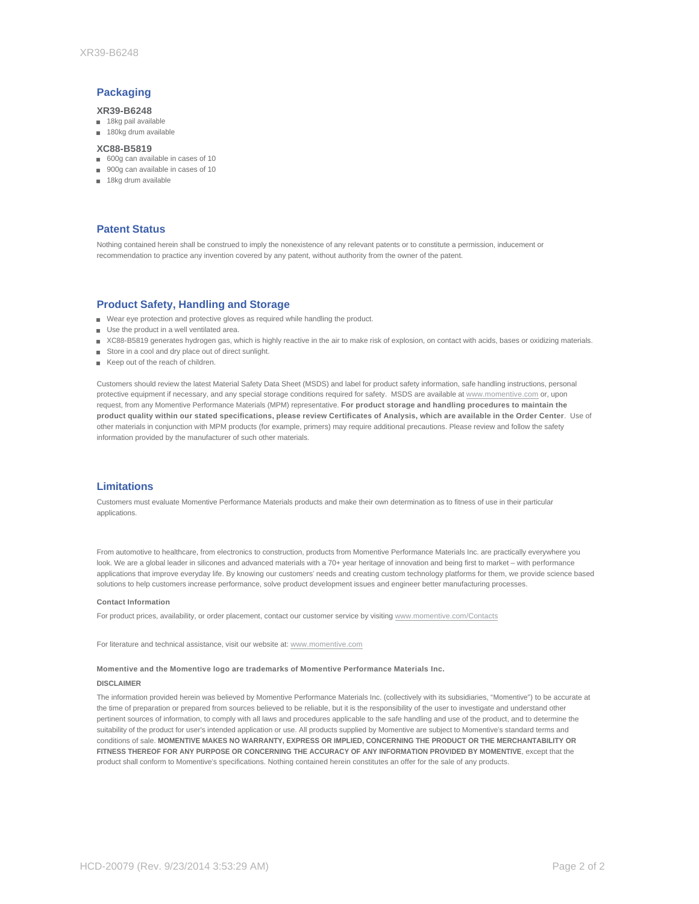## Packaging

### XR39-B6248

- 18kg pail available
- 180kg drum available

### XC88-B5819

- 600g can available in cases of 10
- 900g can available in cases of 10
- 18kg drum available

## Patent Status

Nothing contained herein shall be construed to imply the nonexistence of any relevant patents or to constitute a permission, inducement or recommendation to practice any invention covered by any patent, without authority from the owner of the patent.

## Product Safety, Handling and Storage

- Wear eye protection and protective gloves as required while handling the product.
- Use the product in a well ventilated area.
- XC88-B5819 generates hydrogen gas, which is highly reactive in the air to make risk of explosion, on contact with acids, bases or oxidizing materials.
- Store in a cool and dry place out of direct sunlight.
- Keep out of the reach of children.

Customers should review the latest Material Safety Data Sheet (MSDS) and label for product safety information, safe handling instructions, personal protective equipment if necessary, and any special storage conditions required for safety. MSDS are available at www.momentive.com or, upon request, from any Momentive Performance Materials (MPM) representative. **For product storage and handling procedures to maintain the product quality within our stated specifications, please review Certificates of Analysis, which are available in the Order Center**. Use of other materials in conjunction with MPM products (for example, primers) may require additional precautions. Please review and follow the safety information provided by the manufacturer of such other materials.

## Limitations

Customers must evaluate Momentive Performance Materials products and make their own determination as to fitness of use in their particular applications.

From automotive to healthcare, from electronics to construction, products from Momentive Performance Materials Inc. are practically everywhere you look. We are a global leader in silicones and advanced materials with a 70+ year heritage of innovation and being first to market – with performance applications that improve everyday life. By knowing our customers' needs and creating custom technology platforms for them, we provide science based solutions to help customers increase performance, solve product development issues and engineer better manufacturing processes.

**Contact Information**

For product prices, availability, or order placement, contact our customer service by visiting www.momentive.com/Contacts

For literature and technical assistance, visit our website at: www.momentive.com

**Momentive and the Momentive logo are trademarks of Momentive Performance Materials Inc.**

**DISCLAIMER**

The information provided herein was believed by Momentive Performance Materials Inc. (collectively with its subsidiaries, "Momentive") to be accurate at the time of preparation or prepared from sources believed to be reliable, but it is the responsibility of the user to investigate and understand other pertinent sources of information, to comply with all laws and procedures applicable to the safe handling and use of the product, and to determine the suitability of the product for user's intended application or use. All products supplied by Momentive are subject to Momentive's standard terms and conditions of sale. **MOMENTIVE MAKES NO WARRANTY, EXPRESS OR IMPLIED, CONCERNING THE PRODUCT OR THE MERCHANTABILITY OR FITNESS THEREOF FOR ANY PURPOSE OR CONCERNING THE ACCURACY OF ANY INFORMATION PROVIDED BY MOMENTIVE**, except that the product shall conform to Momentive's specifications. Nothing contained herein constitutes an offer for the sale of any products.